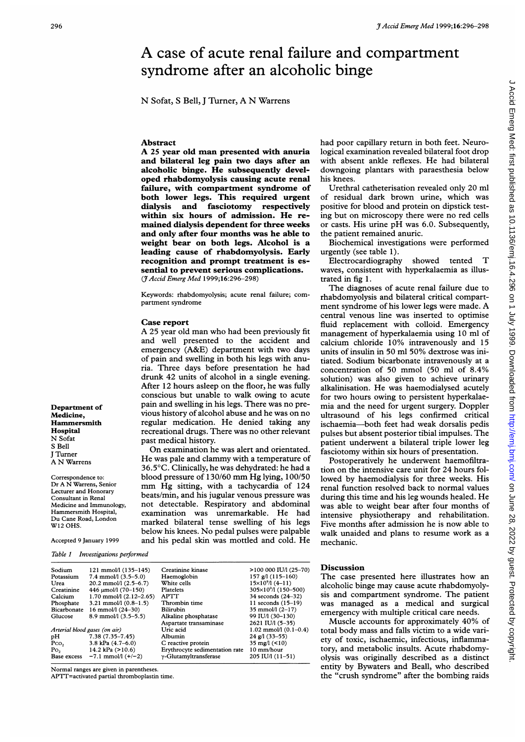# A case of acute renal failure and compartment syndrome after an alcoholic binge

N Sofat, S Bell, J Turner, A N Warrens

**Department of Medicine, Hammersmith Hospital**
N Sofat
S Bell
J Turner
A N Warrens

Correspondence to: Dr A N Warrens, Senior Lecturer and Honorary Consultant in Renal Medicine and Immunology, Hammersmith Hospital, Du Cane Road, London W12 OHS.

Accepted 9 January 1999

## Abstract

**A 25 year old man presented with anuria and bilateral leg pain two days after an alcoholic binge. He subsequently developed rhabdomyolysis causing acute renal failure, with compartment syndrome of both lower legs. This required urgent dialysis and fasciotomy respectively within six hours of admission. He remained dialysis dependent for three weeks and only after four months was he able to weight bear on both legs. Alcohol is a leading cause of rhabdomyolysis. Early recognition and prompt treatment is essential to prevent serious complications.**
(*J Accid Emerg Med* 1999;16:296–298)

Keywords: rhabdomyolysis; acute renal failure; compartment syndrome

## Case report

A 25 year old man who had been previously fit and well presented to the accident and emergency (A&E) department with two days of pain and swelling in both his legs with anuria. Three days before presentation he had drunk 42 units of alcohol in a single evening. After 12 hours asleep on the floor, he was fully conscious but unable to walk owing to acute pain and swelling in his legs. There was no previous history of alcohol abuse and he was on no regular medication. He denied taking any recreational drugs. There was no other relevant past medical history.

On examination he was alert and orientated. He was pale and clammy with a temperature of 36.5°C. Clinically, he was dehydrated: he had a blood pressure of 130/60 mm Hg lying, 100/50 mm Hg sitting, with a tachycardia of 124 beats/min, and his jugular venous pressure was not detectable. Respiratory and abdominal examination was unremarkable. He had marked bilateral tense swelling of his legs below his knees. No pedal pulses were palpable and his pedal skin was mottled and cold. He had poor capillary return in both feet. Neurological examination revealed bilateral foot drop with absent ankle reflexes. He had bilateral downgoing plantars with paraesthesia below his knees.

Urethral catheterisation revealed only 20 ml of residual dark brown urine, which was positive for blood and protein on dipstick testing but on microscopy there were no red cells or casts. His urine pH was 6.0. Subsequently, the patient remained anuric.

Biochemical investigations were performed urgently (see table 1).

Electrocardiography showed tented T waves, consistent with hyperkalaemia as illustrated in fig 1.

The diagnoses of acute renal failure due to rhabdomyolysis and bilateral critical compartment syndrome of his lower legs were made. A central venous line was inserted to optimise fluid replacement with colloid. Emergency management of hyperkalaemia using 10 ml of calcium chloride 10% intravenously and 15 units of insulin in 50 ml 50% dextrose was initiated. Sodium bicarbonate intravenously at a concentration of 50 mmol (50 ml of 8.4% solution) was also given to achieve urinary alkalinisation. He was haemodialysed acutely for two hours owing to persistent hyperkalaemia and the need for urgent surgery. Doppler ultrasound of his legs confirmed critical ischaemia—both feet had weak dorsalis pedis pulses but absent posterior tibial impulses. The patient underwent a bilateral triple lower leg fasciotomy within six hours of presentation.

Postoperatively he underwent haemofiltration on the intensive care unit for 24 hours followed by haemodialysis for three weeks. His renal function resolved back to normal values during this time and his leg wounds healed. He was able to weight bear after four months of intensive physiotherapy and rehabilitation. Five months after admission he is now able to walk unaided and plans to resume work as a mechanic.

Table 1 Investigations performed

| | | | |
|---|---|---|---|
| Sodium | 121 mmol/l (135–145) | Creatinine kinase | >100 000 IU/l (25–70) |
| Potassium | 7.4 mmol/l (3.5–5.0) | Haemoglobin | 157 g/l (115–160) |
| Urea | 20.2 mmol/l (2.5–6.7) | White cells | $15\times10^9$/l (4–11) |
| Creatinine | 446 μmol/l (70–150) | Platelets | $305\times10^9$/l (150–500) |
| Calcium | 1.70 mmol/l (2.12–2.65) | APTT | 34 seconds (24–32) |
| Phosphate | 3.21 mmol/l (0.8–1.5) | Thrombin time | 11 seconds (15–19) |
| Bicarbonate | 16 mmol/l (24–30) | Bilirubin | 35 mmol/l (2–17) |
| Glucose | 8.9 mmol/l (3.5–5.5) | Alkaline phosphatase | 99 IU/l (30–130) |
| *Arterial blood gases (on air)* | | Aspartate transaminase | 2621 IU/l (5–35) |
| pH | 7.38 (7.35–7.45) | Uric acid | 1.02 mmol/l (0.1–0.4) |
| $P_{CO_2}$ | 3.8 kPa (4.7–6.0) | Albumin | 24 g/l (33–55) |
| $P_{O_2}$ | 14.2 kPa (>10.6) | C reactive protein | 35 mg/l (<10) |
| Base excess | −7.1 mmol/l (+/−2) | Erythrocyte sedimentation rate | 10 mm/hour |
| | | γ-Glutamyltransferase | 205 IU/l (11–51) |

Normal ranges are given in parentheses.
APTT=activated partial thromboplastin time.

## Discussion

The case presented here illustrates how an alcoholic binge may cause acute rhabdomyolysis and compartment syndrome. The patient was managed as a medical and surgical emergency with multiple critical care needs.

Muscle accounts for approximately 40% of total body mass and falls victim to a wide variety of toxic, ischaemic, infectious, inflammatory, and metabolic insults. Acute rhabdomyolysis was originally described as a distinct entity by Bywaters and Beall, who described the "crush syndrome" after the bombing raids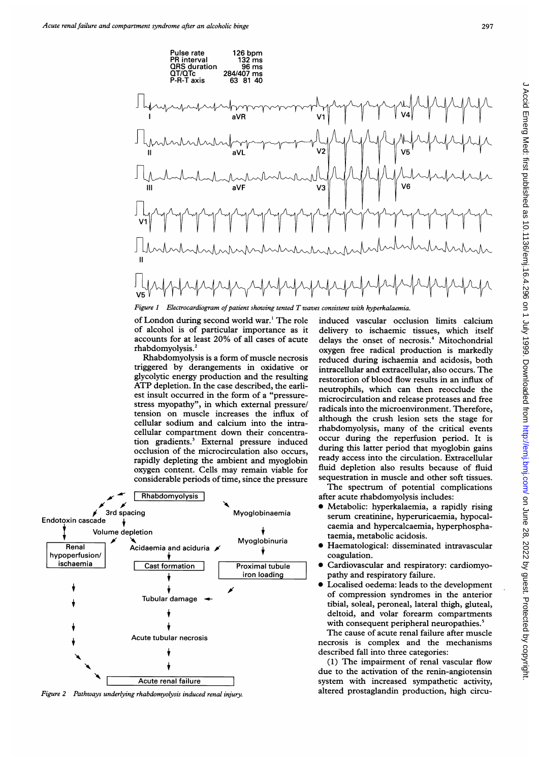Pulse rate 126 bpm
PR interval 132 ms
QRS duration 96 ms
QT/QTc 284/407 ms
P-R-T axis 63 81 40

*Figure 1 Electrocardiogram of patient showing tented T waves consistent with hyperkalaemia.*

of London during second world war.[1] The role of alcohol is of particular importance as it accounts for at least 20% of all cases of acute rhabdomyolysis.[2]

Rhabdomyolysis is a form of muscle necrosis triggered by derangements in oxidative or glycolytic energy production and the resulting ATP depletion. In the case described, the earliest insult occurred in the form of a "pressure-stress myopathy", in which external pressure/tension on muscle increases the influx of cellular sodium and calcium into the intracellular compartment down their concentration gradients.[3] External pressure induced occlusion of the microcirculation also occurs, rapidly depleting the ambient and myoglobin oxygen content. Cells may remain viable for considerable periods of time, since the pressure induced vascular occlusion limits calcium delivery to ischaemic tissues, which itself delays the onset of necrosis.[4] Mitochondrial oxygen free radical production is markedly reduced during ischaemia and acidosis, both intracellular and extracellular, also occurs. The restoration of blood flow results in an influx of neutrophils, which can then reocclude the microcirculation and release proteases and free radicals into the microenvironment. Therefore, although the crush lesion sets the stage for rhabdomyolysis, many of the critical events occur during the reperfusion period. It is during this latter period that myoglobin gains ready access into the circulation. Extracellular fluid depletion also results because of fluid sequestration in muscle and other soft tissues.

The spectrum of potential complications after acute rhabdomyolysis includes:

- Metabolic: hyperkalaemia, a rapidly rising serum creatinine, hyperuricaemia, hypocalcaemia and hypercalcaemia, hyperphosphataemia, metabolic acidosis.
- Haematological: disseminated intravascular coagulation.
- Cardiovascular and respiratory: cardiomyopathy and respiratory failure.
- Localised oedema: leads to the development of compression syndromes in the anterior tibial, soleal, peroneal, lateral thigh, gluteal, deltoid, and volar forearm compartments with consequent peripheral neuropathies.[5]

The cause of acute renal failure after muscle necrosis is complex and the mechanisms described fall into three categories:

(1) The impairment of renal vascular flow due to the activation of the renin-angiotensin system with increased sympathetic activity, altered prostaglandin production, high circu-

Rhabdomyolysis → 3rd spacing → Endotoxin cascade → Renal hypoperfusion/ischaemia; 3rd spacing → Volume depletion → Acidaemia and aciduria → Cast formation → Tubular damage → Acute tubular necrosis → Acute renal failure; Rhabdomyolysis → Myoglobinaemia → Myoglobinuria → Proximal tubule iron loading → Tubular damage; Myoglobinuria → Acidaemia and aciduria; Renal hypoperfusion/ischaemia → Acute renal failure

*Figure 2 Pathways underlying rhabdomyolysis induced renal injury.*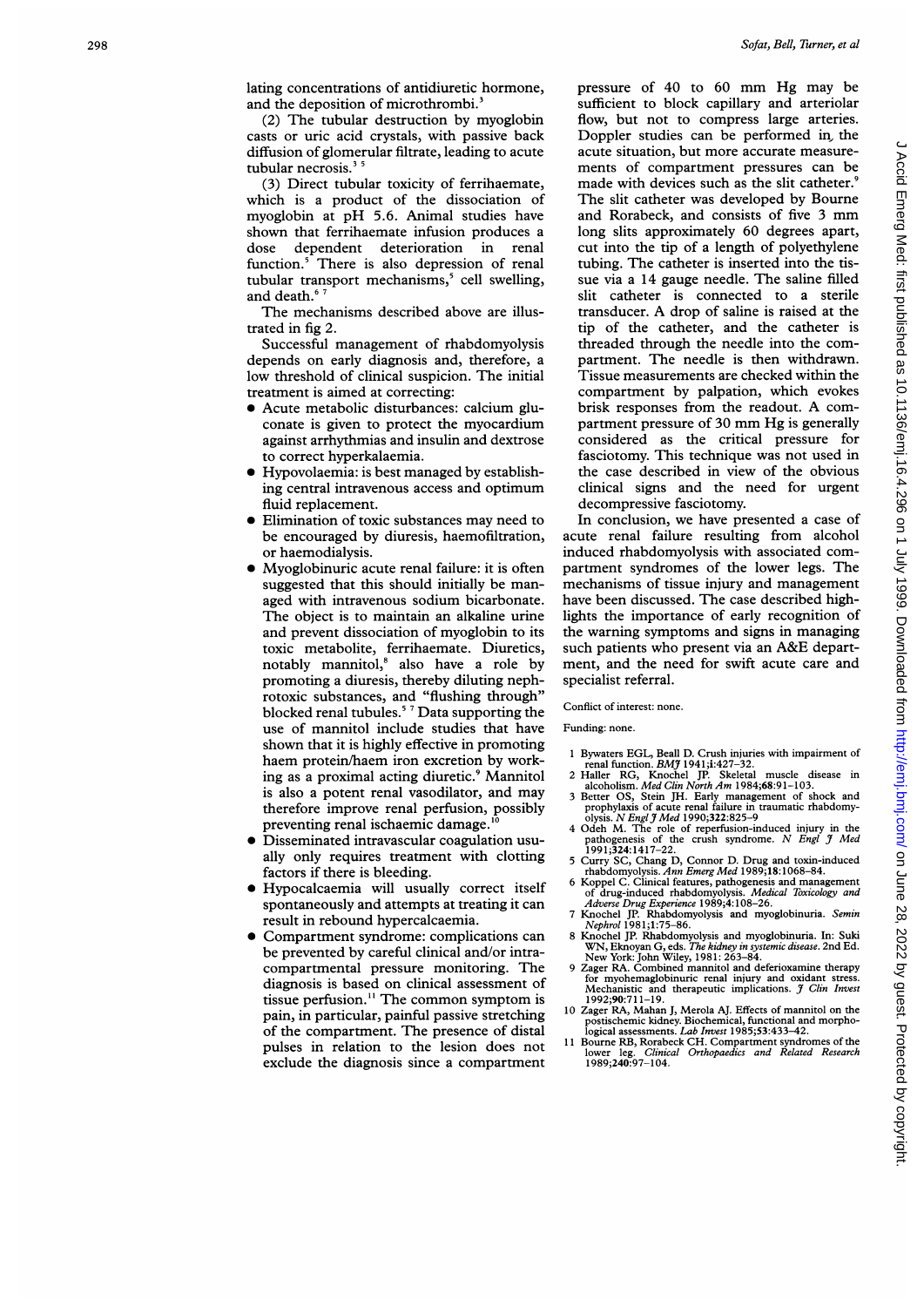lating concentrations of antidiuretic hormone, and the deposition of microthrombi.[3]

(2) The tubular destruction by myoglobin casts or uric acid crystals, with passive back diffusion of glomerular filtrate, leading to acute tubular necrosis.[3 5]

(3) Direct tubular toxicity of ferrihaemate, which is a product of the dissociation of myoglobin at pH 5.6. Animal studies have shown that ferrihaemate infusion produces a dose dependent deterioration in renal function.[5] There is also depression of renal tubular transport mechanisms,[5] cell swelling, and death.[6 7]

The mechanisms described above are illustrated in fig 2.

Successful management of rhabdomyolysis depends on early diagnosis and, therefore, a low threshold of clinical suspicion. The initial treatment is aimed at correcting:

- Acute metabolic disturbances: calcium gluconate is given to protect the myocardium against arrhythmias and insulin and dextrose to correct hyperkalaemia.
- Hypovolaemia: is best managed by establishing central intravenous access and optimum fluid replacement.
- Elimination of toxic substances may need to be encouraged by diuresis, haemofiltration, or haemodialysis.
- Myoglobinuric acute renal failure: it is often suggested that this should initially be managed with intravenous sodium bicarbonate. The object is to maintain an alkaline urine and prevent dissociation of myoglobin to its toxic metabolite, ferrihaemate. Diuretics, notably mannitol,[8] also have a role by promoting a diuresis, thereby diluting nephrotoxic substances, and "flushing through" blocked renal tubules.[5 7] Data supporting the use of mannitol include studies that have shown that it is highly effective in promoting haem protein/haem iron excretion by working as a proximal acting diuretic.[9] Mannitol is also a potent renal vasodilator, and may therefore improve renal perfusion, possibly preventing renal ischaemic damage.[10]
- Disseminated intravascular coagulation usually only requires treatment with clotting factors if there is bleeding.
- Hypocalcaemia will usually correct itself spontaneously and attempts at treating it can result in rebound hypercalcaemia.
- Compartment syndrome: complications can be prevented by careful clinical and/or intracompartmental pressure monitoring. The diagnosis is based on clinical assessment of tissue perfusion.[11] The common symptom is pain, in particular, painful passive stretching of the compartment. The presence of distal pulses in relation to the lesion does not exclude the diagnosis since a compartment pressure of 40 to 60 mm Hg may be sufficient to block capillary and arteriolar flow, but not to compress large arteries. Doppler studies can be performed in the acute situation, but more accurate measurements of compartment pressures can be made with devices such as the slit catheter.[9] The slit catheter was developed by Bourne and Rorabeck, and consists of five 3 mm long slits approximately 60 degrees apart, cut into the tip of a length of polyethylene tubing. The catheter is inserted into the tissue via a 14 gauge needle. The saline filled slit catheter is connected to a sterile transducer. A drop of saline is raised at the tip of the catheter, and the catheter is threaded through the needle into the compartment. The needle is then withdrawn. Tissue measurements are checked within the compartment by palpation, which evokes brisk responses from the readout. A compartment pressure of 30 mm Hg is generally considered as the critical pressure for fasciotomy. This technique was not used in the case described in view of the obvious clinical signs and the need for urgent decompressive fasciotomy.

In conclusion, we have presented a case of acute renal failure resulting from alcohol induced rhabdomyolysis with associated compartment syndromes of the lower legs. The mechanisms of tissue injury and management have been discussed. The case described highlights the importance of early recognition of the warning symptoms and signs in managing such patients who present via an A&E department, and the need for swift acute care and specialist referral.

Conflict of interest: none.

Funding: none.

1. Bywaters EGL, Beall D. Crush injuries with impairment of renal function. *BMJ* 1941;i:427–32.
2. Haller RG, Knochel JP. Skeletal muscle disease in alcoholism. *Med Clin North Am* 1984;68:91–103.
3. Better OS, Stein JH. Early management of shock and prophylaxis of acute renal failure in traumatic rhabdomyolysis. *N Engl J Med* 1990;322:825–9
4. Odeh M. The role of reperfusion-induced injury in the pathogenesis of the crush syndrome. *N Engl J Med* 1991;324:1417–22.
5. Curry SC, Chang D, Connor D. Drug and toxin-induced rhabdomyolysis. *Ann Emerg Med* 1989;18:1068–84.
6. Koppel C. Clinical features, pathogenesis and management of drug-induced rhabdomyolysis. *Medical Toxicology and Adverse Drug Experience* 1989;4:108–26.
7. Knochel JP. Rhabdomyolysis and myoglobinuria. *Semin Nephrol* 1981;1:75–86.
8. Knochel JP. Rhabdomyolysis and myoglobinuria. In: Suki WN, Eknoyan G, eds. *The kidney in systemic disease*. 2nd Ed. New York: John Wiley, 1981: 263–84.
9. Zager RA. Combined mannitol and deferioxamine therapy for myohemaglobinuric renal injury and oxidant stress. Mechanistic and therapeutic implications. *J Clin Invest* 1992;90:711–19.
10. Zager RA, Mahan J, Merola AJ. Effects of mannitol on the postischemic kidney. Biochemical, functional and morphological assessments. *Lab Invest* 1985;53:433–42.
11. Bourne RB, Rorabeck CH. Compartment syndromes of the lower leg. *Clinical Orthopaedics and Related Research* 1989;240:97–104.